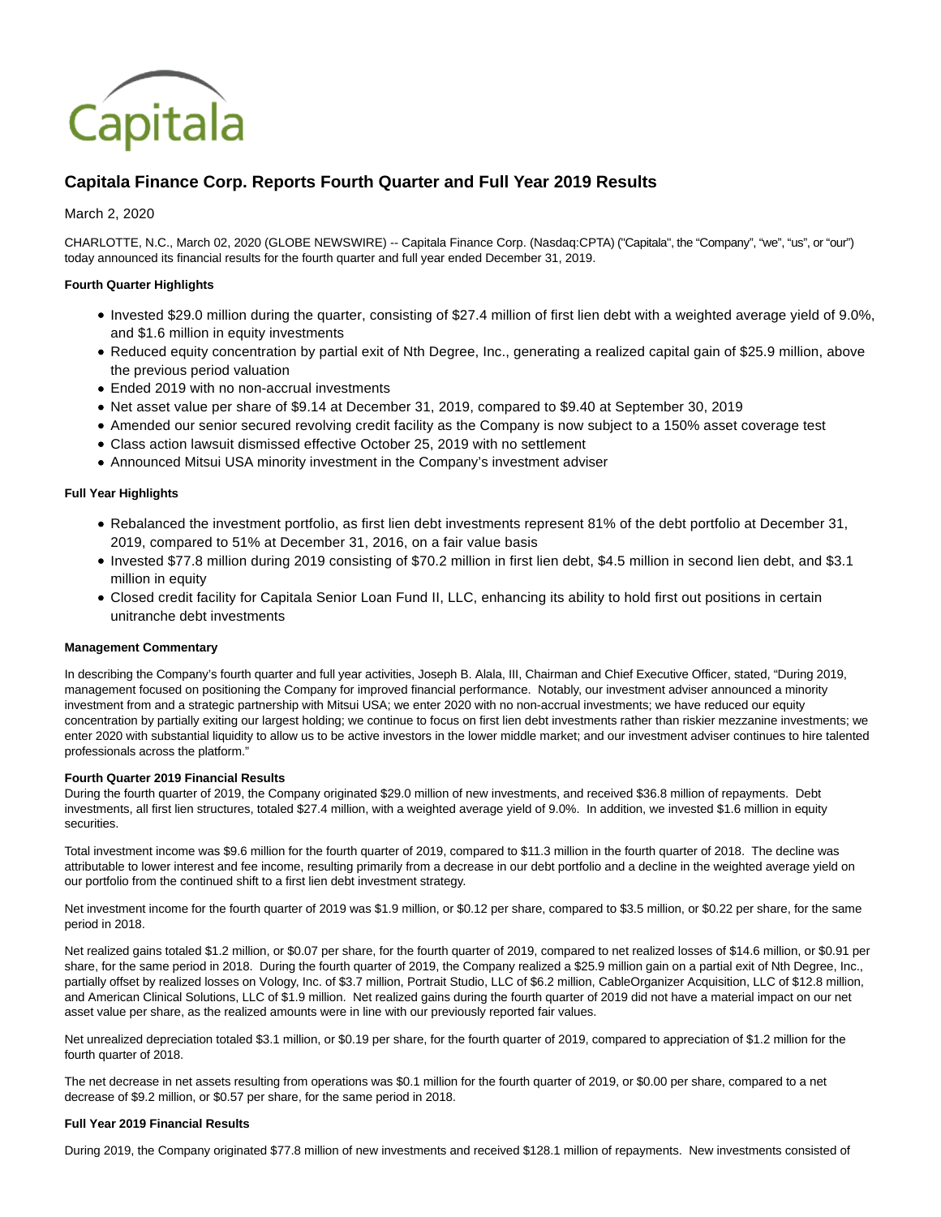# Capitala Finance Corp. Reports Fourth Quarter and Full Year 2019 Results

March 2, 2020

CHARLOTTE, N.C., March 02, 2020 (GLOBE NEWSWIRE) -- Capitala Finance Corp. (Nasdaq:CPTA) ("Capitala", the "Company", "we", "us", or "our") today announced its financial results for the fourth quarter and full year ended December 31, 2019.

**Fourth Quarter Highlights**

- Invested $29.0 million during the quarter, consisting of $27.4 million of first lien debt with a weighted average yield of 9.0%, and $1.6 million in equity investments
- Reduced equity concentration by partial exit of Nth Degree, Inc., generating a realized capital gain of $25.9 million, above the previous period valuation
- Ended 2019 with no non-accrual investments
- Net asset value per share of $9.14 at December 31, 2019, compared to $9.40 at September 30, 2019
- Amended our senior secured revolving credit facility as the Company is now subject to a 150% asset coverage test
- Class action lawsuit dismissed effective October 25, 2019 with no settlement
- Announced Mitsui USA minority investment in the Company's investment adviser

**Full Year Highlights**

- Rebalanced the investment portfolio, as first lien debt investments represent 81% of the debt portfolio at December 31, 2019, compared to 51% at December 31, 2016, on a fair value basis
- Invested $77.8 million during 2019 consisting of $70.2 million in first lien debt, $4.5 million in second lien debt, and $3.1 million in equity
- Closed credit facility for Capitala Senior Loan Fund II, LLC, enhancing its ability to hold first out positions in certain unitranche debt investments

**Management Commentary**

In describing the Company's fourth quarter and full year activities, Joseph B. Alala, III, Chairman and Chief Executive Officer, stated, "During 2019, management focused on positioning the Company for improved financial performance. Notably, our investment adviser announced a minority investment from and a strategic partnership with Mitsui USA; we enter 2020 with no non-accrual investments; we have reduced our equity concentration by partially exiting our largest holding; we continue to focus on first lien debt investments rather than riskier mezzanine investments; we enter 2020 with substantial liquidity to allow us to be active investors in the lower middle market; and our investment adviser continues to hire talented professionals across the platform."

**Fourth Quarter 2019 Financial Results**

During the fourth quarter of 2019, the Company originated $29.0 million of new investments, and received $36.8 million of repayments. Debt investments, all first lien structures, totaled $27.4 million, with a weighted average yield of 9.0%. In addition, we invested $1.6 million in equity securities.

Total investment income was $9.6 million for the fourth quarter of 2019, compared to $11.3 million in the fourth quarter of 2018. The decline was attributable to lower interest and fee income, resulting primarily from a decrease in our debt portfolio and a decline in the weighted average yield on our portfolio from the continued shift to a first lien debt investment strategy.

Net investment income for the fourth quarter of 2019 was $1.9 million, or $0.12 per share, compared to $3.5 million, or $0.22 per share, for the same period in 2018.

Net realized gains totaled $1.2 million, or $0.07 per share, for the fourth quarter of 2019, compared to net realized losses of $14.6 million, or $0.91 per share, for the same period in 2018. During the fourth quarter of 2019, the Company realized a $25.9 million gain on a partial exit of Nth Degree, Inc., partially offset by realized losses on Vology, Inc. of $3.7 million, Portrait Studio, LLC of $6.2 million, CableOrganizer Acquisition, LLC of $12.8 million, and American Clinical Solutions, LLC of $1.9 million. Net realized gains during the fourth quarter of 2019 did not have a material impact on our net asset value per share, as the realized amounts were in line with our previously reported fair values.

Net unrealized depreciation totaled $3.1 million, or $0.19 per share, for the fourth quarter of 2019, compared to appreciation of $1.2 million for the fourth quarter of 2018.

The net decrease in net assets resulting from operations was $0.1 million for the fourth quarter of 2019, or $0.00 per share, compared to a net decrease of $9.2 million, or $0.57 per share, for the same period in 2018.

**Full Year 2019 Financial Results**

During 2019, the Company originated $77.8 million of new investments and received $128.1 million of repayments. New investments consisted of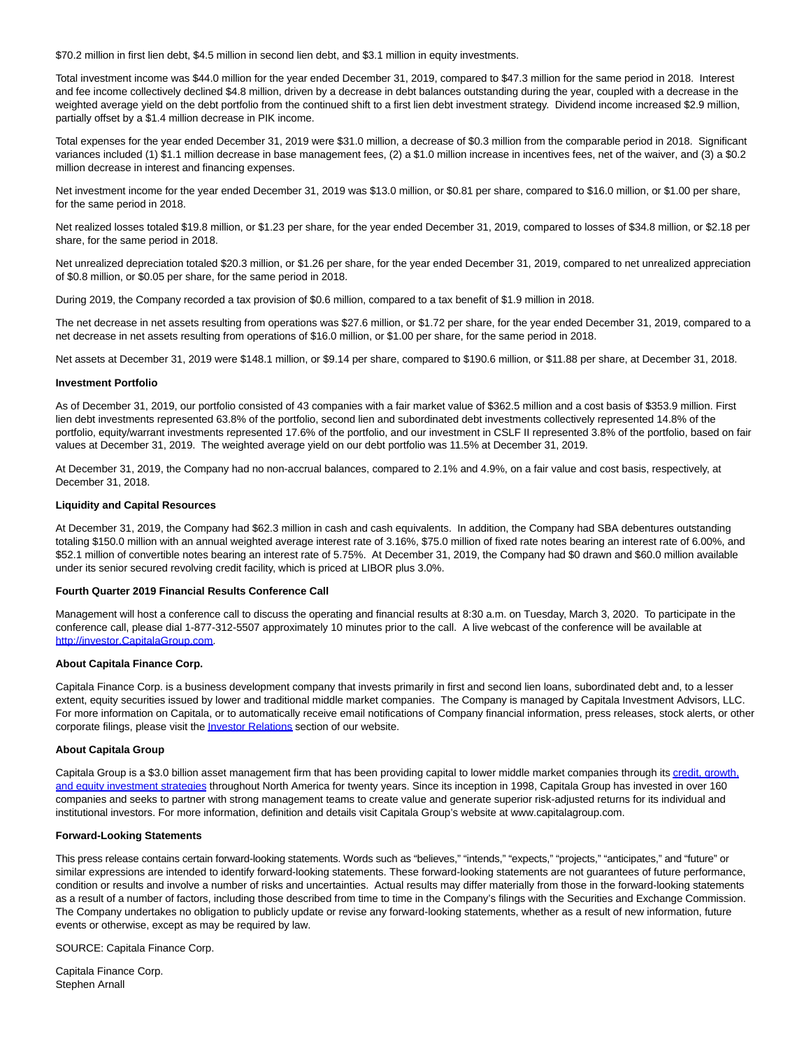$70.2 million in first lien debt, $4.5 million in second lien debt, and $3.1 million in equity investments.

Total investment income was $44.0 million for the year ended December 31, 2019, compared to $47.3 million for the same period in 2018. Interest and fee income collectively declined $4.8 million, driven by a decrease in debt balances outstanding during the year, coupled with a decrease in the weighted average yield on the debt portfolio from the continued shift to a first lien debt investment strategy. Dividend income increased $2.9 million, partially offset by a $1.4 million decrease in PIK income.

Total expenses for the year ended December 31, 2019 were $31.0 million, a decrease of $0.3 million from the comparable period in 2018. Significant variances included (1) $1.1 million decrease in base management fees, (2) a $1.0 million increase in incentives fees, net of the waiver, and (3) a $0.2 million decrease in interest and financing expenses.

Net investment income for the year ended December 31, 2019 was $13.0 million, or $0.81 per share, compared to $16.0 million, or $1.00 per share, for the same period in 2018.

Net realized losses totaled $19.8 million, or $1.23 per share, for the year ended December 31, 2019, compared to losses of $34.8 million, or $2.18 per share, for the same period in 2018.

Net unrealized depreciation totaled $20.3 million, or $1.26 per share, for the year ended December 31, 2019, compared to net unrealized appreciation of $0.8 million, or $0.05 per share, for the same period in 2018.

During 2019, the Company recorded a tax provision of $0.6 million, compared to a tax benefit of $1.9 million in 2018.

The net decrease in net assets resulting from operations was $27.6 million, or $1.72 per share, for the year ended December 31, 2019, compared to a net decrease in net assets resulting from operations of $16.0 million, or $1.00 per share, for the same period in 2018.

Net assets at December 31, 2019 were $148.1 million, or $9.14 per share, compared to $190.6 million, or $11.88 per share, at December 31, 2018.

**Investment Portfolio**

As of December 31, 2019, our portfolio consisted of 43 companies with a fair market value of $362.5 million and a cost basis of $353.9 million. First lien debt investments represented 63.8% of the portfolio, second lien and subordinated debt investments collectively represented 14.8% of the portfolio, equity/warrant investments represented 17.6% of the portfolio, and our investment in CSLF II represented 3.8% of the portfolio, based on fair values at December 31, 2019. The weighted average yield on our debt portfolio was 11.5% at December 31, 2019.

At December 31, 2019, the Company had no non-accrual balances, compared to 2.1% and 4.9%, on a fair value and cost basis, respectively, at December 31, 2018.

**Liquidity and Capital Resources**

At December 31, 2019, the Company had $62.3 million in cash and cash equivalents. In addition, the Company had SBA debentures outstanding totaling $150.0 million with an annual weighted average interest rate of 3.16%, $75.0 million of fixed rate notes bearing an interest rate of 6.00%, and $52.1 million of convertible notes bearing an interest rate of 5.75%. At December 31, 2019, the Company had $0 drawn and $60.0 million available under its senior secured revolving credit facility, which is priced at LIBOR plus 3.0%.

**Fourth Quarter 2019 Financial Results Conference Call**

Management will host a conference call to discuss the operating and financial results at 8:30 a.m. on Tuesday, March 3, 2020. To participate in the conference call, please dial 1-877-312-5507 approximately 10 minutes prior to the call. A live webcast of the conference will be available at http://investor.CapitalaGroup.com.

**About Capitala Finance Corp.**

Capitala Finance Corp. is a business development company that invests primarily in first and second lien loans, subordinated debt and, to a lesser extent, equity securities issued by lower and traditional middle market companies. The Company is managed by Capitala Investment Advisors, LLC. For more information on Capitala, or to automatically receive email notifications of Company financial information, press releases, stock alerts, or other corporate filings, please visit the Investor Relations section of our website.

**About Capitala Group**

Capitala Group is a $3.0 billion asset management firm that has been providing capital to lower middle market companies through its credit, growth, and equity investment strategies throughout North America for twenty years. Since its inception in 1998, Capitala Group has invested in over 160 companies and seeks to partner with strong management teams to create value and generate superior risk-adjusted returns for its individual and institutional investors. For more information, definition and details visit Capitala Group's website at www.capitalagroup.com.

**Forward-Looking Statements**

This press release contains certain forward-looking statements. Words such as "believes," "intends," "expects," "projects," "anticipates," and "future" or similar expressions are intended to identify forward-looking statements. These forward-looking statements are not guarantees of future performance, condition or results and involve a number of risks and uncertainties. Actual results may differ materially from those in the forward-looking statements as a result of a number of factors, including those described from time to time in the Company's filings with the Securities and Exchange Commission. The Company undertakes no obligation to publicly update or revise any forward-looking statements, whether as a result of new information, future events or otherwise, except as may be required by law.

SOURCE: Capitala Finance Corp.

Capitala Finance Corp.
Stephen Arnall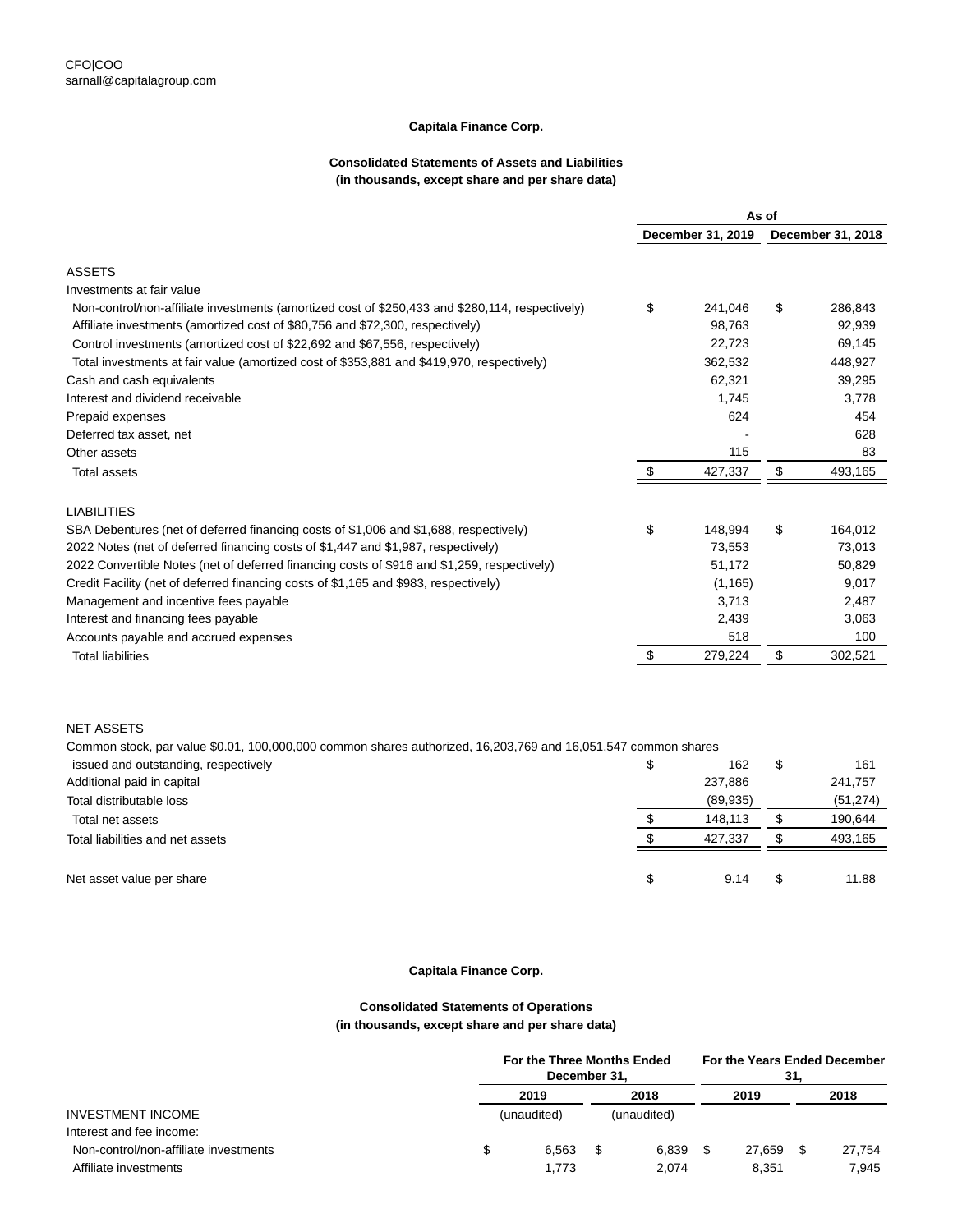CFO|COO
sarnall@capitalagroup.com

**Capitala Finance Corp.**

**Consolidated Statements of Assets and Liabilities**
**(in thousands, except share and per share data)**

| | As of | |
|---|---|---|
| | December 31, 2019 | December 31, 2018 |
| **ASSETS** | | |
| Investments at fair value | | |
| Non-control/non-affiliate investments (amortized cost of $250,433 and $280,114, respectively) | $ 241,046 | $ 286,843 |
| Affiliate investments (amortized cost of $80,756 and $72,300, respectively) | 98,763 | 92,939 |
| Control investments (amortized cost of $22,692 and $67,556, respectively) | 22,723 | 69,145 |
| Total investments at fair value (amortized cost of $353,881 and $419,970, respectively) | 362,532 | 448,927 |
| Cash and cash equivalents | 62,321 | 39,295 |
| Interest and dividend receivable | 1,745 | 3,778 |
| Prepaid expenses | 624 | 454 |
| Deferred tax asset, net | - | 628 |
| Other assets | 115 | 83 |
| Total assets | $ 427,337 | $ 493,165 |
| **LIABILITIES** | | |
| SBA Debentures (net of deferred financing costs of $1,006 and $1,688, respectively) | $ 148,994 | $ 164,012 |
| 2022 Notes (net of deferred financing costs of $1,447 and $1,987, respectively) | 73,553 | 73,013 |
| 2022 Convertible Notes (net of deferred financing costs of $916 and $1,259, respectively) | 51,172 | 50,829 |
| Credit Facility (net of deferred financing costs of $1,165 and $983, respectively) | (1,165) | 9,017 |
| Management and incentive fees payable | 3,713 | 2,487 |
| Interest and financing fees payable | 2,439 | 3,063 |
| Accounts payable and accrued expenses | 518 | 100 |
| Total liabilities | $ 279,224 | $ 302,521 |
| **NET ASSETS** | | |
| Common stock, par value $0.01, 100,000,000 common shares authorized, 16,203,769 and 16,051,547 common shares issued and outstanding, respectively | $ 162 | $ 161 |
| Additional paid in capital | 237,886 | 241,757 |
| Total distributable loss | (89,935) | (51,274) |
| Total net assets | $ 148,113 | $ 190,644 |
| Total liabilities and net assets | $ 427,337 | $ 493,165 |
| Net asset value per share | $ 9.14 | $ 11.88 |

**Capitala Finance Corp.**

**Consolidated Statements of Operations**
**(in thousands, except share and per share data)**

| | For the Three Months Ended December 31, | | For the Years Ended December 31, | |
|---|---|---|---|---|
| | 2019 | 2018 | 2019 | 2018 |
| INVESTMENT INCOME | (unaudited) | (unaudited) | | |
| Interest and fee income: | | | | |
| Non-control/non-affiliate investments | $ 6,563 | $ 6,839 | $ 27,659 | $ 27,754 |
| Affiliate investments | 1,773 | 2,074 | 8,351 | 7,945 |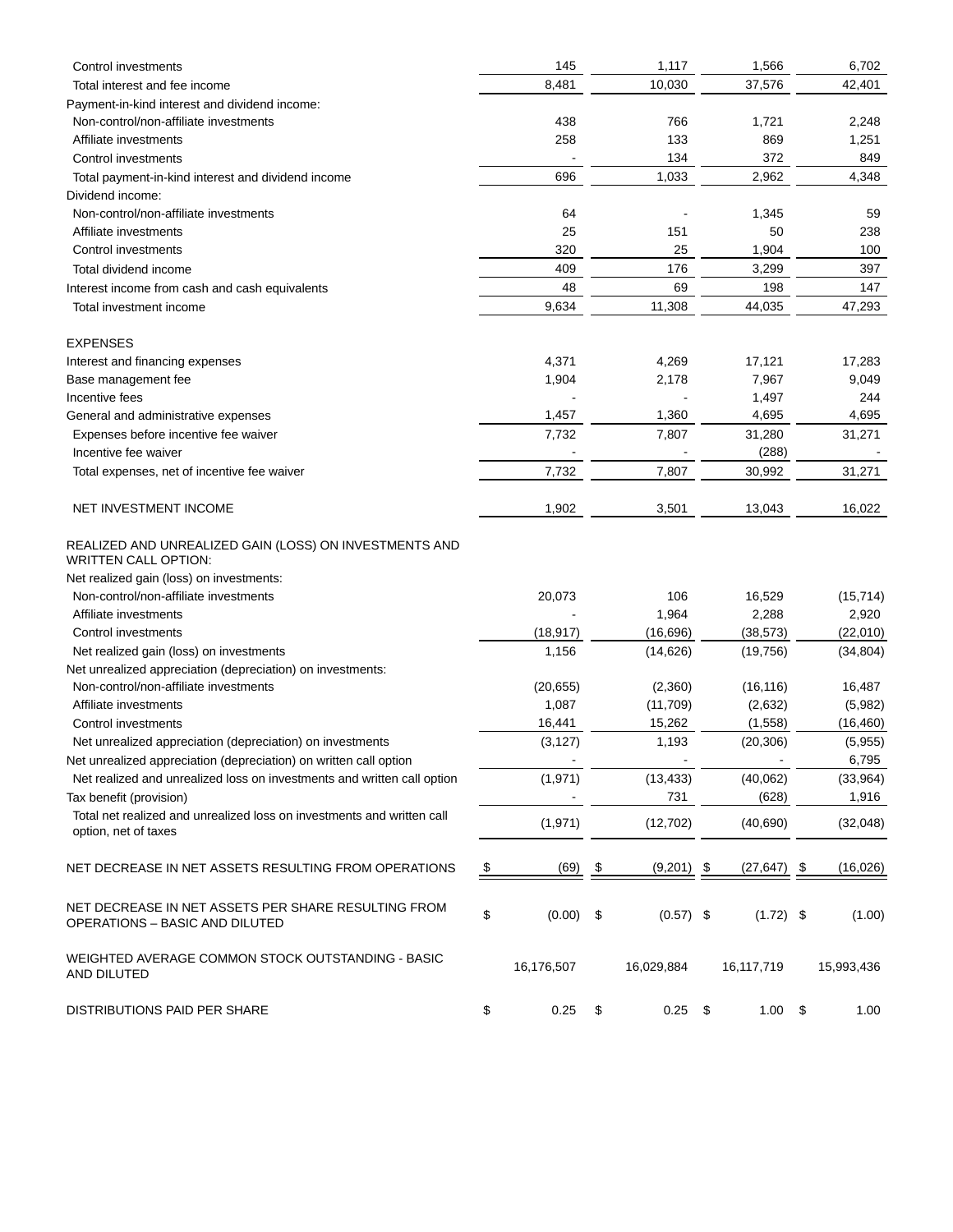| | | | | |
|---|---|---|---|---|
| Control investments | 145 | 1,117 | 1,566 | 6,702 |
| Total interest and fee income | 8,481 | 10,030 | 37,576 | 42,401 |
| Payment-in-kind interest and dividend income: | | | | |
| Non-control/non-affiliate investments | 438 | 766 | 1,721 | 2,248 |
| Affiliate investments | 258 | 133 | 869 | 1,251 |
| Control investments | - | 134 | 372 | 849 |
| Total payment-in-kind interest and dividend income | 696 | 1,033 | 2,962 | 4,348 |
| Dividend income: | | | | |
| Non-control/non-affiliate investments | 64 | - | 1,345 | 59 |
| Affiliate investments | 25 | 151 | 50 | 238 |
| Control investments | 320 | 25 | 1,904 | 100 |
| Total dividend income | 409 | 176 | 3,299 | 397 |
| Interest income from cash and cash equivalents | 48 | 69 | 198 | 147 |
| Total investment income | 9,634 | 11,308 | 44,035 | 47,293 |
| | | | | |
| EXPENSES | | | | |
| Interest and financing expenses | 4,371 | 4,269 | 17,121 | 17,283 |
| Base management fee | 1,904 | 2,178 | 7,967 | 9,049 |
| Incentive fees | - | - | 1,497 | 244 |
| General and administrative expenses | 1,457 | 1,360 | 4,695 | 4,695 |
| Expenses before incentive fee waiver | 7,732 | 7,807 | 31,280 | 31,271 |
| Incentive fee waiver | - | - | (288) | - |
| Total expenses, net of incentive fee waiver | 7,732 | 7,807 | 30,992 | 31,271 |
| | | | | |
| NET INVESTMENT INCOME | 1,902 | 3,501 | 13,043 | 16,022 |
| | | | | |
| REALIZED AND UNREALIZED GAIN (LOSS) ON INVESTMENTS AND WRITTEN CALL OPTION: | | | | |
| Net realized gain (loss) on investments: | | | | |
| Non-control/non-affiliate investments | 20,073 | 106 | 16,529 | (15,714) |
| Affiliate investments | - | 1,964 | 2,288 | 2,920 |
| Control investments | (18,917) | (16,696) | (38,573) | (22,010) |
| Net realized gain (loss) on investments | 1,156 | (14,626) | (19,756) | (34,804) |
| Net unrealized appreciation (depreciation) on investments: | | | | |
| Non-control/non-affiliate investments | (20,655) | (2,360) | (16,116) | 16,487 |
| Affiliate investments | 1,087 | (11,709) | (2,632) | (5,982) |
| Control investments | 16,441 | 15,262 | (1,558) | (16,460) |
| Net unrealized appreciation (depreciation) on investments | (3,127) | 1,193 | (20,306) | (5,955) |
| Net unrealized appreciation (depreciation) on written call option | - | - | - | 6,795 |
| Net realized and unrealized loss on investments and written call option | (1,971) | (13,433) | (40,062) | (33,964) |
| Tax benefit (provision) | - | 731 | (628) | 1,916 |
| Total net realized and unrealized loss on investments and written call option, net of taxes | (1,971) | (12,702) | (40,690) | (32,048) |
| | | | | |
| NET DECREASE IN NET ASSETS RESULTING FROM OPERATIONS | $ (69) | $ (9,201) | $ (27,647) | $ (16,026) |
| | | | | |
| NET DECREASE IN NET ASSETS PER SHARE RESULTING FROM OPERATIONS – BASIC AND DILUTED | $ (0.00) | $ (0.57) | $ (1.72) | $ (1.00) |
| | | | | |
| WEIGHTED AVERAGE COMMON STOCK OUTSTANDING - BASIC AND DILUTED | 16,176,507 | 16,029,884 | 16,117,719 | 15,993,436 |
| | | | | |
| DISTRIBUTIONS PAID PER SHARE | $ 0.25 | $ 0.25 | $ 1.00 | $ 1.00 |